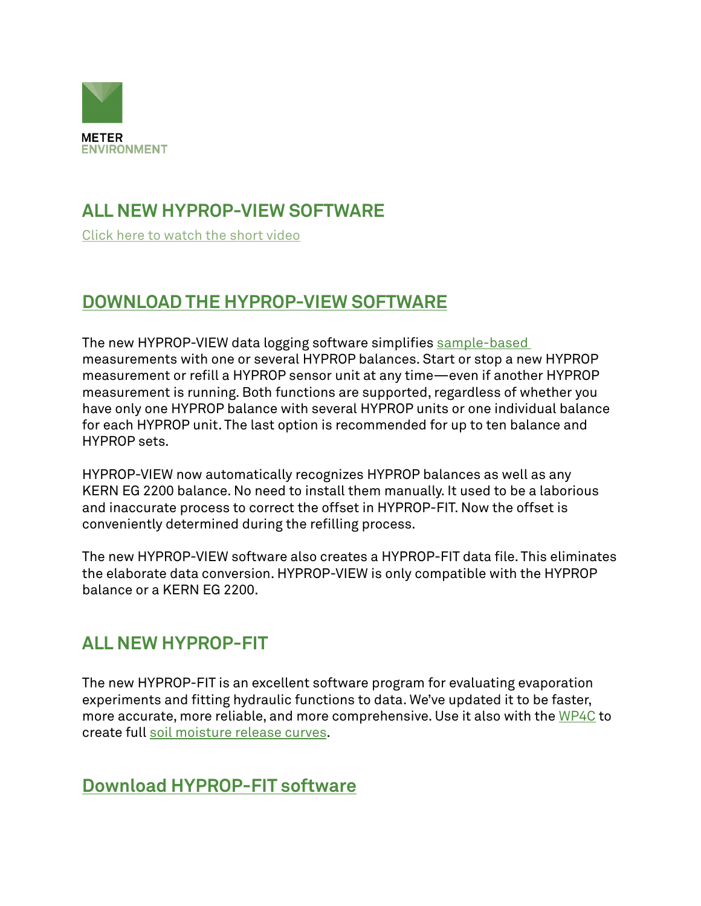METER
ENVIRONMENT

## ALL NEW HYPROP-VIEW SOFTWARE

Click here to watch the short video

## DOWNLOAD THE HYPROP-VIEW SOFTWARE

The new HYPROP-VIEW data logging software simplifies sample-based measurements with one or several HYPROP balances. Start or stop a new HYPROP measurement or refill a HYPROP sensor unit at any time—even if another HYPROP measurement is running. Both functions are supported, regardless of whether you have only one HYPROP balance with several HYPROP units or one individual balance for each HYPROP unit. The last option is recommended for up to ten balance and HYPROP sets.

HYPROP-VIEW now automatically recognizes HYPROP balances as well as any KERN EG 2200 balance. No need to install them manually. It used to be a laborious and inaccurate process to correct the offset in HYPROP-FIT. Now the offset is conveniently determined during the refilling process.

The new HYPROP-VIEW software also creates a HYPROP-FIT data file. This eliminates the elaborate data conversion. HYPROP-VIEW is only compatible with the HYPROP balance or a KERN EG 2200.

## ALL NEW HYPROP-FIT

The new HYPROP-FIT is an excellent software program for evaluating evaporation experiments and fitting hydraulic functions to data. We've updated it to be faster, more accurate, more reliable, and more comprehensive. Use it also with the WP4C to create full soil moisture release curves.

## Download HYPROP-FIT software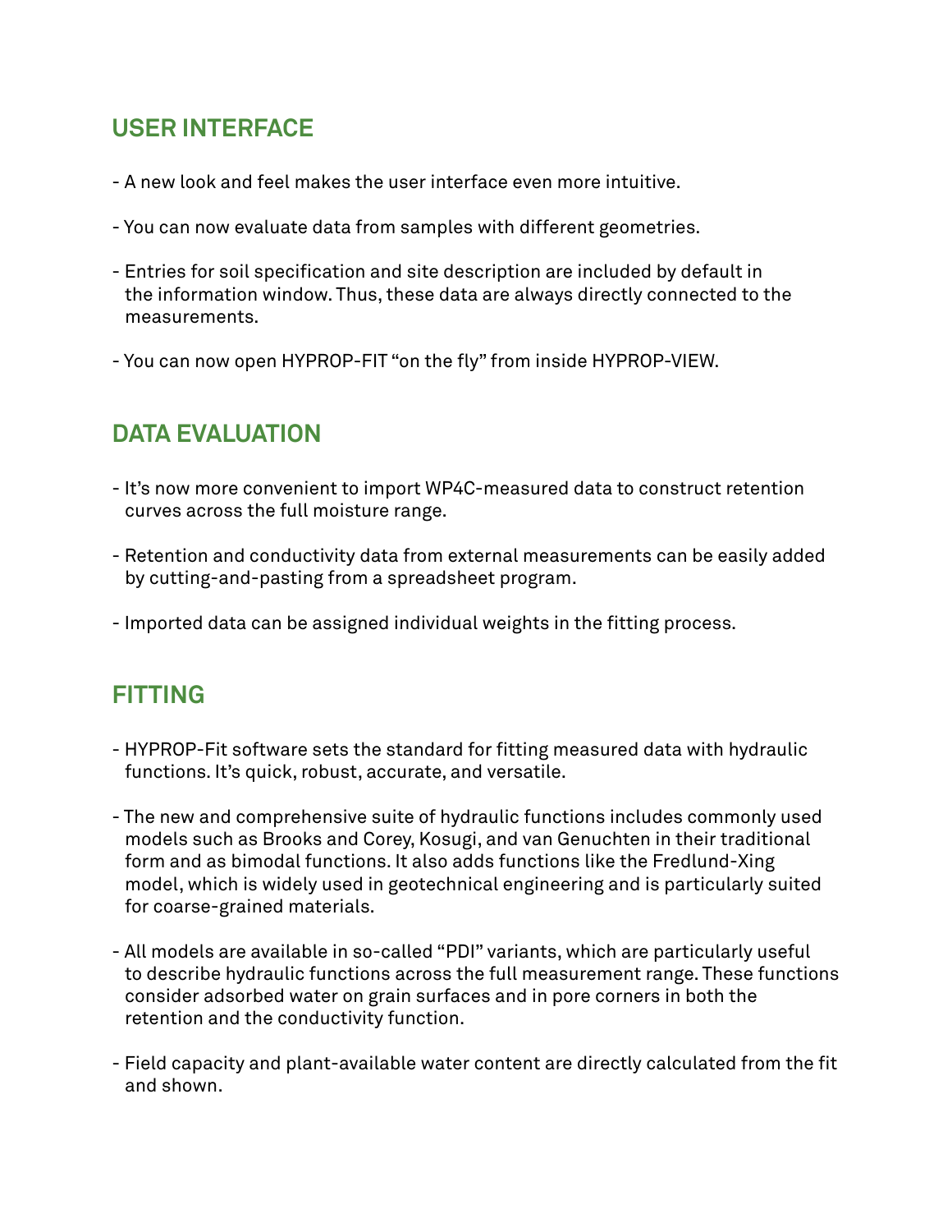## USER INTERFACE

- A new look and feel makes the user interface even more intuitive.
- You can now evaluate data from samples with different geometries.
- Entries for soil specification and site description are included by default in the information window. Thus, these data are always directly connected to the measurements.
- You can now open HYPROP-FIT "on the fly" from inside HYPROP-VIEW.

## DATA EVALUATION

- It's now more convenient to import WP4C-measured data to construct retention curves across the full moisture range.
- Retention and conductivity data from external measurements can be easily added by cutting-and-pasting from a spreadsheet program.
- Imported data can be assigned individual weights in the fitting process.

## FITTING

- HYPROP-Fit software sets the standard for fitting measured data with hydraulic functions. It's quick, robust, accurate, and versatile.
- The new and comprehensive suite of hydraulic functions includes commonly used models such as Brooks and Corey, Kosugi, and van Genuchten in their traditional form and as bimodal functions. It also adds functions like the Fredlund-Xing model, which is widely used in geotechnical engineering and is particularly suited for coarse-grained materials.
- All models are available in so-called "PDI" variants, which are particularly useful to describe hydraulic functions across the full measurement range. These functions consider adsorbed water on grain surfaces and in pore corners in both the retention and the conductivity function.
- Field capacity and plant-available water content are directly calculated from the fit and shown.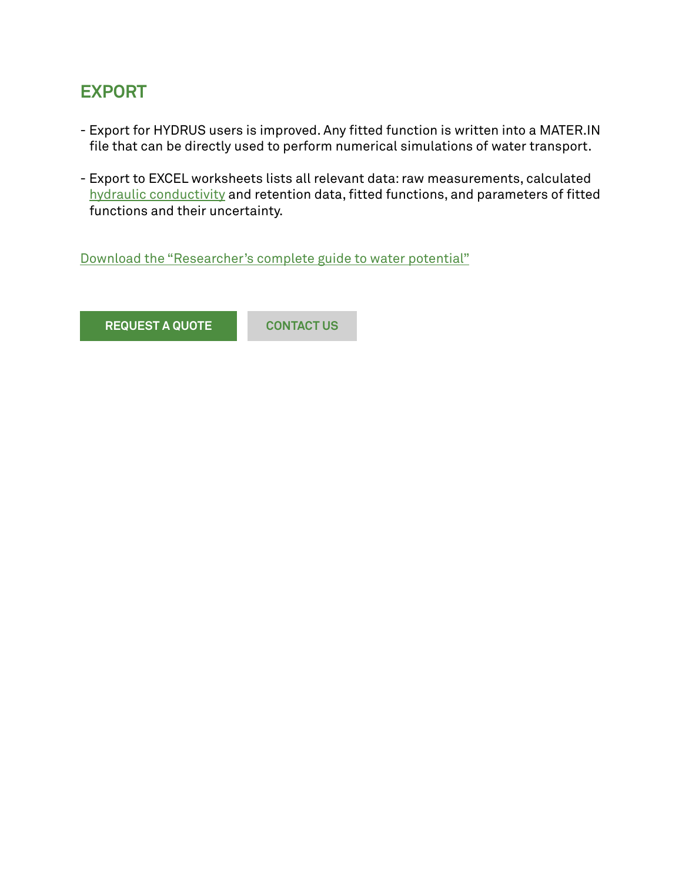## EXPORT

- Export for HYDRUS users is improved. Any fitted function is written into a MATER.IN file that can be directly used to perform numerical simulations of water transport.

- Export to EXCEL worksheets lists all relevant data: raw measurements, calculated hydraulic conductivity and retention data, fitted functions, and parameters of fitted functions and their uncertainty.

Download the “Researcher’s complete guide to water potential”

**REQUEST A QUOTE** **CONTACT US**